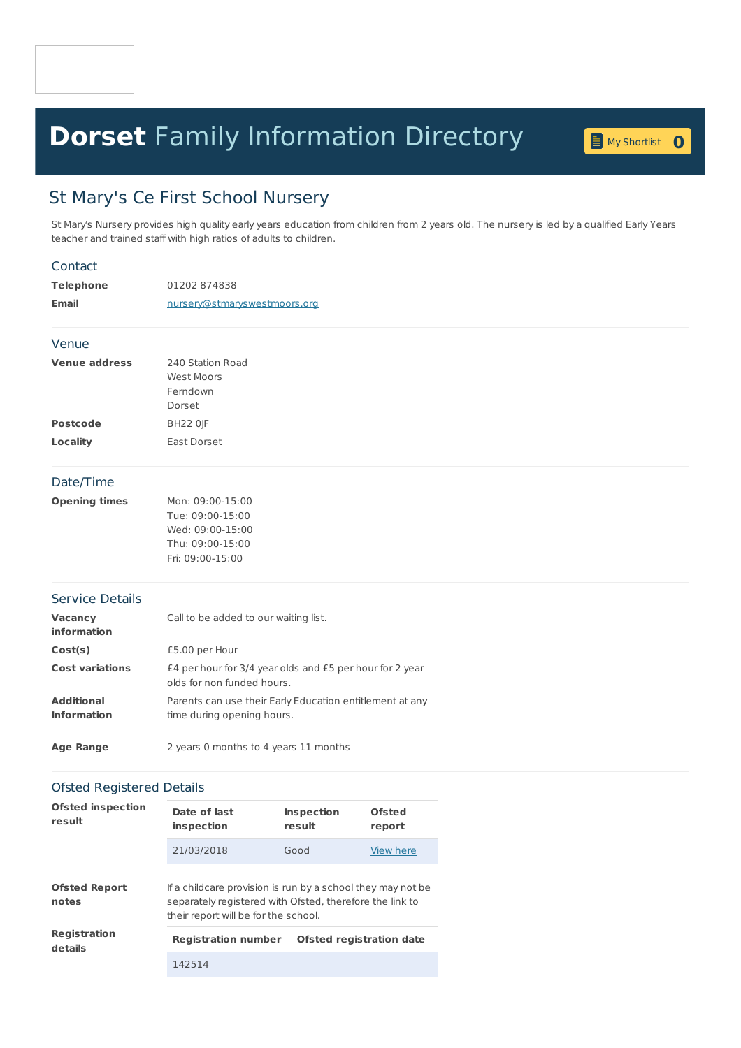# Dorset Family Information Directory

My Shortlist 0

## St Mary's Ce First School Nursery

St Mary's Nursery provides high quality early years education from children from 2 years old. The nursery is led by a qualified Early Years teacher and trained staff with high ratios of adults to children.

### Contact

**Telephone** 01202 874838

**Email** nursery@stmaryswestmoors.org

### Venue

**Venue address** 240 Station Road
West Moors
Ferndown
Dorset

**Postcode** BH22 0JF

**Locality** East Dorset

### Date/Time

**Opening times**
Mon: 09:00-15:00
Tue: 09:00-15:00
Wed: 09:00-15:00
Thu: 09:00-15:00
Fri: 09:00-15:00

### Service Details

**Vacancy information** Call to be added to our waiting list.

**Cost(s)** £5.00 per Hour

**Cost variations** £4 per hour for 3/4 year olds and £5 per hour for 2 year olds for non funded hours.

**Additional Information** Parents can use their Early Education entitlement at any time during opening hours.

**Age Range** 2 years 0 months to 4 years 11 months

### Ofsted Registered Details

**Ofsted inspection result**

| Date of last inspection | Inspection result | Ofsted report |
|---|---|---|
| 21/03/2018 | Good | View here |

**Ofsted Report notes** If a childcare provision is run by a school they may not be separately registered with Ofsted, therefore the link to their report will be for the school.

**Registration details**

| Registration number | Ofsted registration date |
|---|---|
| 142514 | |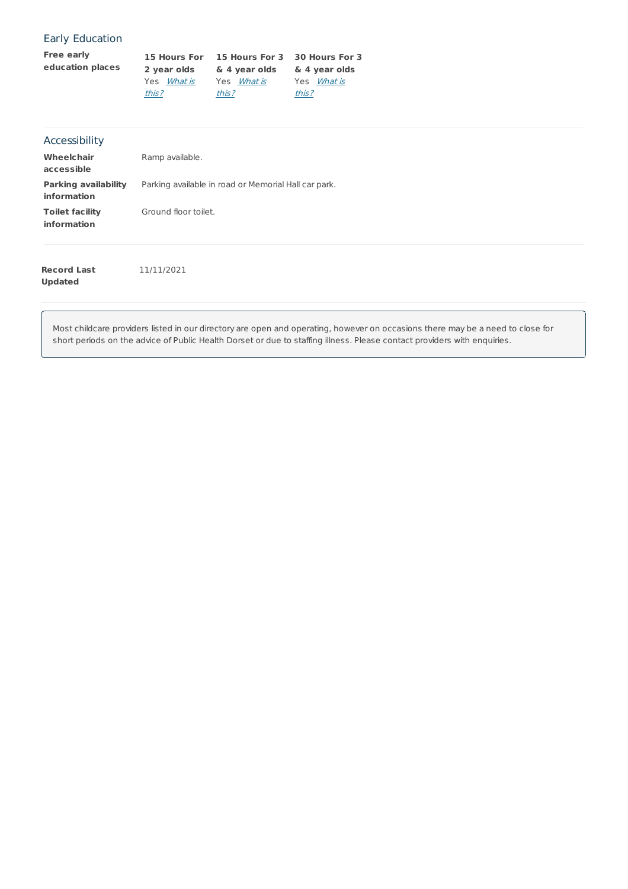## Early Education

| | | | |
|---|---|---|---|
| **Free early education places** | **15 Hours For 2 year olds**<br>Yes *What is this?* | **15 Hours For 3 & 4 year olds**<br>Yes *What is this?* | **30 Hours For 3 & 4 year olds**<br>Yes *What is this?* |

## Accessibility

| | |
|---|---|
| **Wheelchair accessible** | Ramp available. |
| **Parking availability information** | Parking available in road or Memorial Hall car park. |
| **Toilet facility information** | Ground floor toilet. |

| | |
|---|---|
| **Record Last Updated** | 11/11/2021 |

Most childcare providers listed in our directory are open and operating, however on occasions there may be a need to close for short periods on the advice of Public Health Dorset or due to staffing illness. Please contact providers with enquiries.